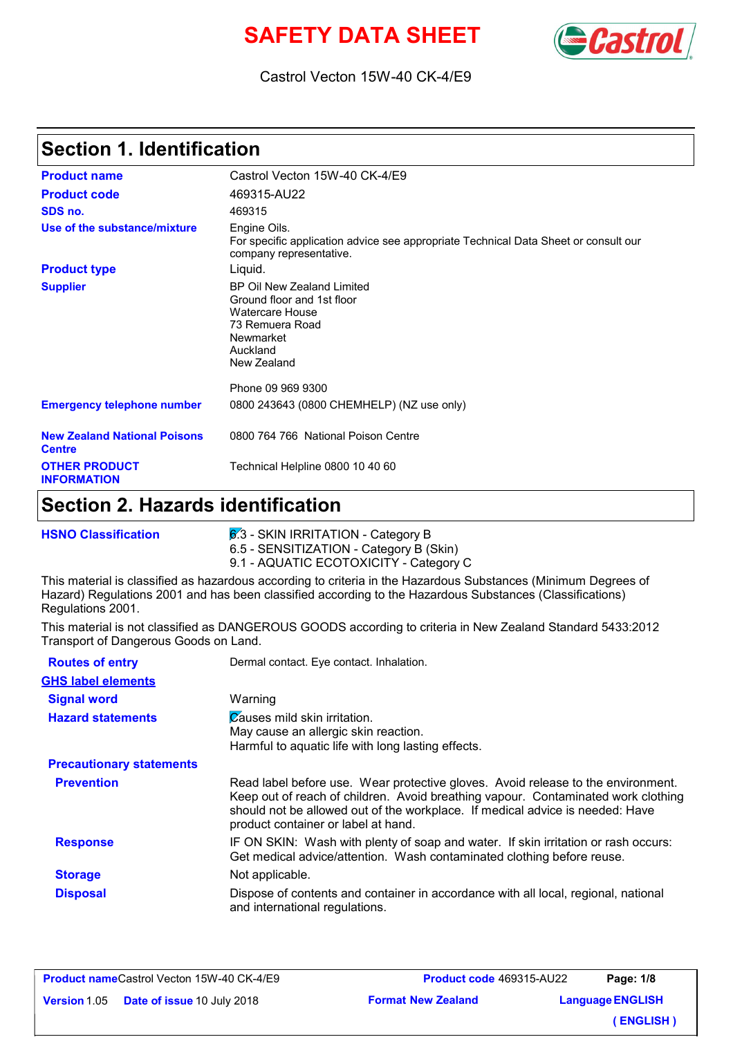# SAFETY DATA SHEET

Castrol Vecton 15W-40 CK-4/E9

## Section 1. Identification

| | |
|---|---|
| **Product name** | Castrol Vecton 15W-40 CK-4/E9 |
| **Product code** | 469315-AU22 |
| **SDS no.** | 469315 |
| **Use of the substance/mixture** | Engine Oils. For specific application advice see appropriate Technical Data Sheet or consult our company representative. |
| **Product type** | Liquid. |
| **Supplier** | BP Oil New Zealand Limited<br>Ground floor and 1st floor<br>Watercare House<br>73 Remuera Road<br>Newmarket<br>Auckland<br>New Zealand<br><br>Phone 09 969 9300 |
| **Emergency telephone number** | 0800 243643 (0800 CHEMHELP) (NZ use only) |
| **New Zealand National Poisons Centre** | 0800 764 766 National Poison Centre |
| **OTHER PRODUCT INFORMATION** | Technical Helpline 0800 10 40 60 |

## Section 2. Hazards identification

**HSNO Classification**

6.3 - SKIN IRRITATION - Category B
6.5 - SENSITIZATION - Category B (Skin)
9.1 - AQUATIC ECOTOXICITY - Category C

This material is classified as hazardous according to criteria in the Hazardous Substances (Minimum Degrees of Hazard) Regulations 2001 and has been classified according to the Hazardous Substances (Classifications) Regulations 2001.

This material is not classified as DANGEROUS GOODS according to criteria in New Zealand Standard 5433:2012 Transport of Dangerous Goods on Land.

**Routes of entry**: Dermal contact. Eye contact. Inhalation.

**GHS label elements**

**Signal word**: Warning

**Hazard statements**: Causes mild skin irritation.
May cause an allergic skin reaction.
Harmful to aquatic life with long lasting effects.

**Precautionary statements**

**Prevention**: Read label before use. Wear protective gloves. Avoid release to the environment. Keep out of reach of children. Avoid breathing vapour. Contaminated work clothing should not be allowed out of the workplace. If medical advice is needed: Have product container or label at hand.

**Response**: IF ON SKIN: Wash with plenty of soap and water. If skin irritation or rash occurs: Get medical advice/attention. Wash contaminated clothing before reuse.

**Storage**: Not applicable.

**Disposal**: Dispose of contents and container in accordance with all local, regional, national and international regulations.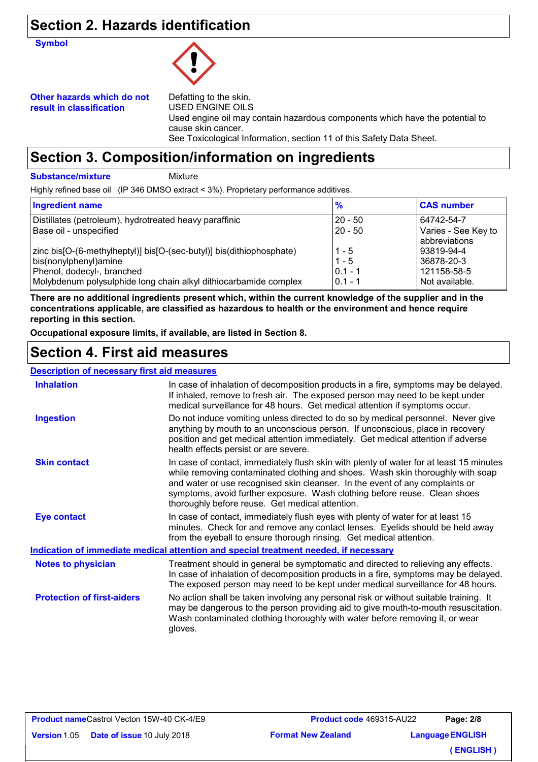## Section 2. Hazards identification

**Symbol**

**Other hazards which do not result in classification**

Defatting to the skin.
USED ENGINE OILS
Used engine oil may contain hazardous components which have the potential to cause skin cancer.
See Toxicological Information, section 11 of this Safety Data Sheet.

## Section 3. Composition/information on ingredients

**Substance/mixture** Mixture

Highly refined base oil (IP 346 DMSO extract < 3%). Proprietary performance additives.

| Ingredient name | % | CAS number |
|---|---|---|
| Distillates (petroleum), hydrotreated heavy paraffinic | 20 - 50 | 64742-54-7 |
| Base oil - unspecified | 20 - 50 | Varies - See Key to abbreviations |
| zinc bis[O-(6-methylheptyl)] bis[O-(sec-butyl)] bis(dithiophosphate) | 1 - 5 | 93819-94-4 |
| bis(nonylphenyl)amine | 1 - 5 | 36878-20-3 |
| Phenol, dodecyl-, branched | 0.1 - 1 | 121158-58-5 |
| Molybdenum polysulphide long chain alkyl dithiocarbamide complex | 0.1 - 1 | Not available. |

**There are no additional ingredients present which, within the current knowledge of the supplier and in the concentrations applicable, are classified as hazardous to health or the environment and hence require reporting in this section.**

**Occupational exposure limits, if available, are listed in Section 8.**

## Section 4. First aid measures

**Description of necessary first aid measures**

**Inhalation**
In case of inhalation of decomposition products in a fire, symptoms may be delayed. If inhaled, remove to fresh air. The exposed person may need to be kept under medical surveillance for 48 hours. Get medical attention if symptoms occur.

**Ingestion**
Do not induce vomiting unless directed to do so by medical personnel. Never give anything by mouth to an unconscious person. If unconscious, place in recovery position and get medical attention immediately. Get medical attention if adverse health effects persist or are severe.

**Skin contact**
In case of contact, immediately flush skin with plenty of water for at least 15 minutes while removing contaminated clothing and shoes. Wash skin thoroughly with soap and water or use recognised skin cleanser. In the event of any complaints or symptoms, avoid further exposure. Wash clothing before reuse. Clean shoes thoroughly before reuse. Get medical attention.

**Eye contact**
In case of contact, immediately flush eyes with plenty of water for at least 15 minutes. Check for and remove any contact lenses. Eyelids should be held away from the eyeball to ensure thorough rinsing. Get medical attention.

**Indication of immediate medical attention and special treatment needed, if necessary**

**Notes to physician**
Treatment should in general be symptomatic and directed to relieving any effects. In case of inhalation of decomposition products in a fire, symptoms may be delayed. The exposed person may need to be kept under medical surveillance for 48 hours.

**Protection of first-aiders**
No action shall be taken involving any personal risk or without suitable training. It may be dangerous to the person providing aid to give mouth-to-mouth resuscitation. Wash contaminated clothing thoroughly with water before removing it, or wear gloves.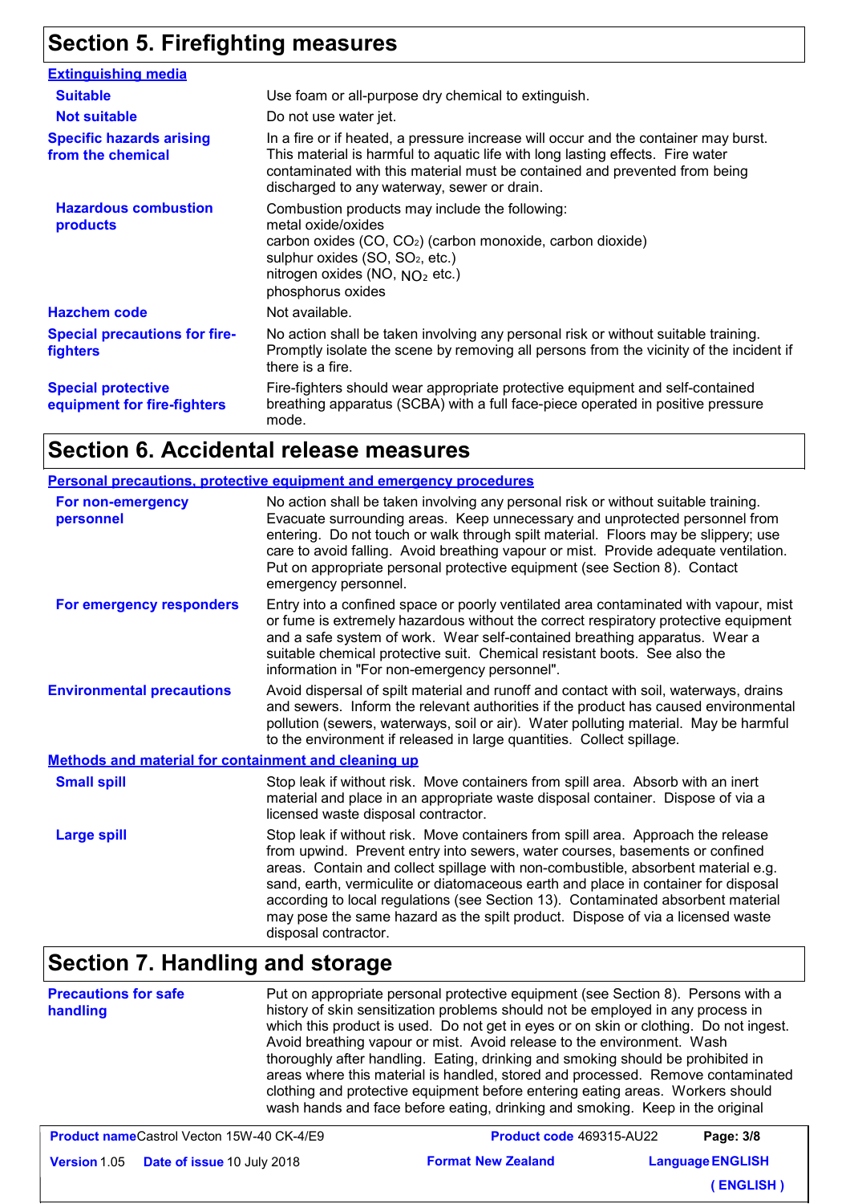## Section 5. Firefighting measures

### Extinguishing media

| | |
|---|---|
| **Suitable** | Use foam or all-purpose dry chemical to extinguish. |
| **Not suitable** | Do not use water jet. |
| **Specific hazards arising from the chemical** | In a fire or if heated, a pressure increase will occur and the container may burst. This material is harmful to aquatic life with long lasting effects. Fire water contaminated with this material must be contained and prevented from being discharged to any waterway, sewer or drain. |
| **Hazardous combustion products** | Combustion products may include the following: metal oxide/oxides; carbon oxides (CO, $CO_2$) (carbon monoxide, carbon dioxide); sulphur oxides (SO, $SO_2$, etc.); nitrogen oxides (NO, $NO_2$ etc.); phosphorus oxides |
| **Hazchem code** | Not available. |
| **Special precautions for fire-fighters** | No action shall be taken involving any personal risk or without suitable training. Promptly isolate the scene by removing all persons from the vicinity of the incident if there is a fire. |
| **Special protective equipment for fire-fighters** | Fire-fighters should wear appropriate protective equipment and self-contained breathing apparatus (SCBA) with a full face-piece operated in positive pressure mode. |

## Section 6. Accidental release measures

### Personal precautions, protective equipment and emergency procedures

| | |
|---|---|
| **For non-emergency personnel** | No action shall be taken involving any personal risk or without suitable training. Evacuate surrounding areas. Keep unnecessary and unprotected personnel from entering. Do not touch or walk through spilt material. Floors may be slippery; use care to avoid falling. Avoid breathing vapour or mist. Provide adequate ventilation. Put on appropriate personal protective equipment (see Section 8). Contact emergency personnel. |
| **For emergency responders** | Entry into a confined space or poorly ventilated area contaminated with vapour, mist or fume is extremely hazardous without the correct respiratory protective equipment and a safe system of work. Wear self-contained breathing apparatus. Wear a suitable chemical protective suit. Chemical resistant boots. See also the information in "For non-emergency personnel". |
| **Environmental precautions** | Avoid dispersal of spilt material and runoff and contact with soil, waterways, drains and sewers. Inform the relevant authorities if the product has caused environmental pollution (sewers, waterways, soil or air). Water polluting material. May be harmful to the environment if released in large quantities. Collect spillage. |

### Methods and material for containment and cleaning up

| | |
|---|---|
| **Small spill** | Stop leak if without risk. Move containers from spill area. Absorb with an inert material and place in an appropriate waste disposal container. Dispose of via a licensed waste disposal contractor. |
| **Large spill** | Stop leak if without risk. Move containers from spill area. Approach the release from upwind. Prevent entry into sewers, water courses, basements or confined areas. Contain and collect spillage with non-combustible, absorbent material e.g. sand, earth, vermiculite or diatomaceous earth and place in container for disposal according to local regulations (see Section 13). Contaminated absorbent material may pose the same hazard as the spilt product. Dispose of via a licensed waste disposal contractor. |

## Section 7. Handling and storage

| | |
|---|---|
| **Precautions for safe handling** | Put on appropriate personal protective equipment (see Section 8). Persons with a history of skin sensitization problems should not be employed in any process in which this product is used. Do not get in eyes or on skin or clothing. Do not ingest. Avoid breathing vapour or mist. Avoid release to the environment. Wash thoroughly after handling. Eating, drinking and smoking should be prohibited in areas where this material is handled, stored and processed. Remove contaminated clothing and protective equipment before entering eating areas. Workers should wash hands and face before eating, drinking and smoking. Keep in the original |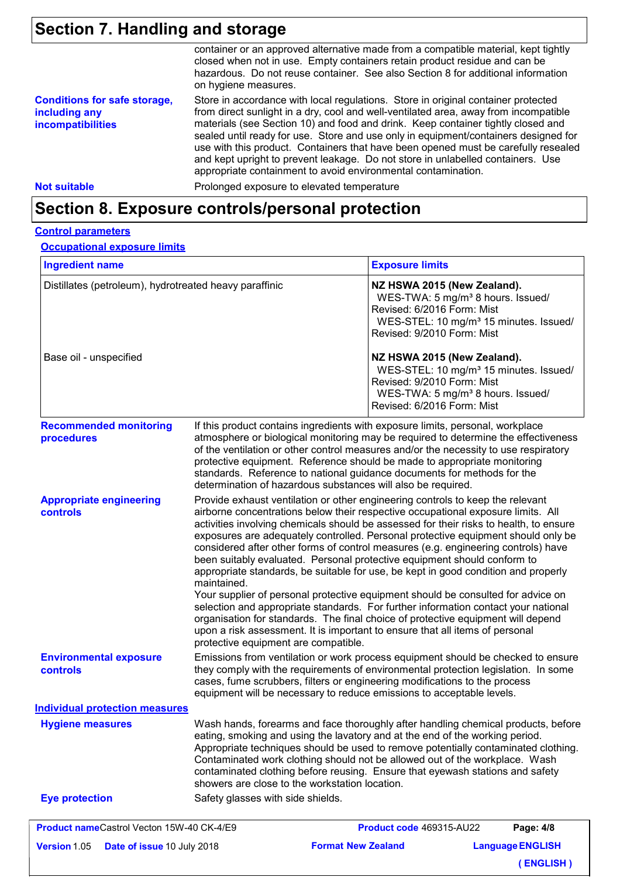## Section 7. Handling and storage

container or an approved alternative made from a compatible material, kept tightly closed when not in use. Empty containers retain product residue and can be hazardous. Do not reuse container. See also Section 8 for additional information on hygiene measures.

**Conditions for safe storage, including any incompatibilities**

Store in accordance with local regulations. Store in original container protected from direct sunlight in a dry, cool and well-ventilated area, away from incompatible materials (see Section 10) and food and drink. Keep container tightly closed and sealed until ready for use. Store and use only in equipment/containers designed for use with this product. Containers that have been opened must be carefully resealed and kept upright to prevent leakage. Do not store in unlabelled containers. Use appropriate containment to avoid environmental contamination.

**Not suitable**

Prolonged exposure to elevated temperature

## Section 8. Exposure controls/personal protection

### Control parameters

#### Occupational exposure limits

| Ingredient name | Exposure limits |
|---|---|
| Distillates (petroleum), hydrotreated heavy paraffinic | **NZ HSWA 2015 (New Zealand).** WES-TWA: 5 mg/m³ 8 hours. Issued/Revised: 6/2016 Form: Mist WES-STEL: 10 mg/m³ 15 minutes. Issued/Revised: 9/2010 Form: Mist |
| Base oil - unspecified | **NZ HSWA 2015 (New Zealand).** WES-STEL: 10 mg/m³ 15 minutes. Issued/Revised: 9/2010 Form: Mist WES-TWA: 5 mg/m³ 8 hours. Issued/Revised: 6/2016 Form: Mist |

**Recommended monitoring procedures**

If this product contains ingredients with exposure limits, personal, workplace atmosphere or biological monitoring may be required to determine the effectiveness of the ventilation or other control measures and/or the necessity to use respiratory protective equipment. Reference should be made to appropriate monitoring standards. Reference to national guidance documents for methods for the determination of hazardous substances will also be required.

**Appropriate engineering controls**

Provide exhaust ventilation or other engineering controls to keep the relevant airborne concentrations below their respective occupational exposure limits. All activities involving chemicals should be assessed for their risks to health, to ensure exposures are adequately controlled. Personal protective equipment should only be considered after other forms of control measures (e.g. engineering controls) have been suitably evaluated. Personal protective equipment should conform to appropriate standards, be suitable for use, be kept in good condition and properly maintained.
Your supplier of personal protective equipment should be consulted for advice on selection and appropriate standards. For further information contact your national organisation for standards. The final choice of protective equipment will depend upon a risk assessment. It is important to ensure that all items of personal protective equipment are compatible.

**Environmental exposure controls**

Emissions from ventilation or work process equipment should be checked to ensure they comply with the requirements of environmental protection legislation. In some cases, fume scrubbers, filters or engineering modifications to the process equipment will be necessary to reduce emissions to acceptable levels.

### Individual protection measures

**Hygiene measures**

Wash hands, forearms and face thoroughly after handling chemical products, before eating, smoking and using the lavatory and at the end of the working period. Appropriate techniques should be used to remove potentially contaminated clothing. Contaminated work clothing should not be allowed out of the workplace. Wash contaminated clothing before reusing. Ensure that eyewash stations and safety showers are close to the workstation location.

**Eye protection**

Safety glasses with side shields.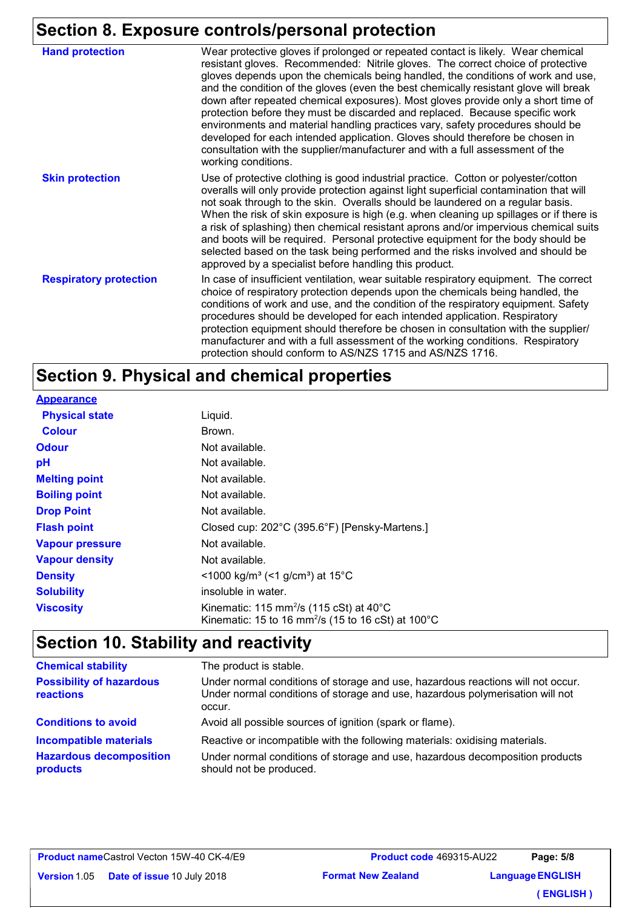## Section 8. Exposure controls/personal protection

| | |
|---|---|
| **Hand protection** | Wear protective gloves if prolonged or repeated contact is likely. Wear chemical resistant gloves. Recommended: Nitrile gloves. The correct choice of protective gloves depends upon the chemicals being handled, the conditions of work and use, and the condition of the gloves (even the best chemically resistant glove will break down after repeated chemical exposures). Most gloves provide only a short time of protection before they must be discarded and replaced. Because specific work environments and material handling practices vary, safety procedures should be developed for each intended application. Gloves should therefore be chosen in consultation with the supplier/manufacturer and with a full assessment of the working conditions. |
| **Skin protection** | Use of protective clothing is good industrial practice. Cotton or polyester/cotton overalls will only provide protection against light superficial contamination that will not soak through to the skin. Overalls should be laundered on a regular basis. When the risk of skin exposure is high (e.g. when cleaning up spillages or if there is a risk of splashing) then chemical resistant aprons and/or impervious chemical suits and boots will be required. Personal protective equipment for the body should be selected based on the task being performed and the risks involved and should be approved by a specialist before handling this product. |
| **Respiratory protection** | In case of insufficient ventilation, wear suitable respiratory equipment. The correct choice of respiratory protection depends upon the chemicals being handled, the conditions of work and use, and the condition of the respiratory equipment. Safety procedures should be developed for each intended application. Respiratory protection equipment should therefore be chosen in consultation with the supplier/manufacturer and with a full assessment of the working conditions. Respiratory protection should conform to AS/NZS 1715 and AS/NZS 1716. |

## Section 9. Physical and chemical properties

| | |
|---|---|
| **Appearance** | |
| **Physical state** | Liquid. |
| **Colour** | Brown. |
| **Odour** | Not available. |
| **pH** | Not available. |
| **Melting point** | Not available. |
| **Boiling point** | Not available. |
| **Drop Point** | Not available. |
| **Flash point** | Closed cup: 202°C (395.6°F) [Pensky-Martens.] |
| **Vapour pressure** | Not available. |
| **Vapour density** | Not available. |
| **Density** | <1000 kg/m³ (<1 g/cm³) at 15°C |
| **Solubility** | insoluble in water. |
| **Viscosity** | Kinematic: 115 $mm^2/s$ (115 cSt) at 40°C<br>Kinematic: 15 to 16 $mm^2/s$ (15 to 16 cSt) at 100°C |

## Section 10. Stability and reactivity

| | |
|---|---|
| **Chemical stability** | The product is stable. |
| **Possibility of hazardous reactions** | Under normal conditions of storage and use, hazardous reactions will not occur. Under normal conditions of storage and use, hazardous polymerisation will not occur. |
| **Conditions to avoid** | Avoid all possible sources of ignition (spark or flame). |
| **Incompatible materials** | Reactive or incompatible with the following materials: oxidising materials. |
| **Hazardous decomposition products** | Under normal conditions of storage and use, hazardous decomposition products should not be produced. |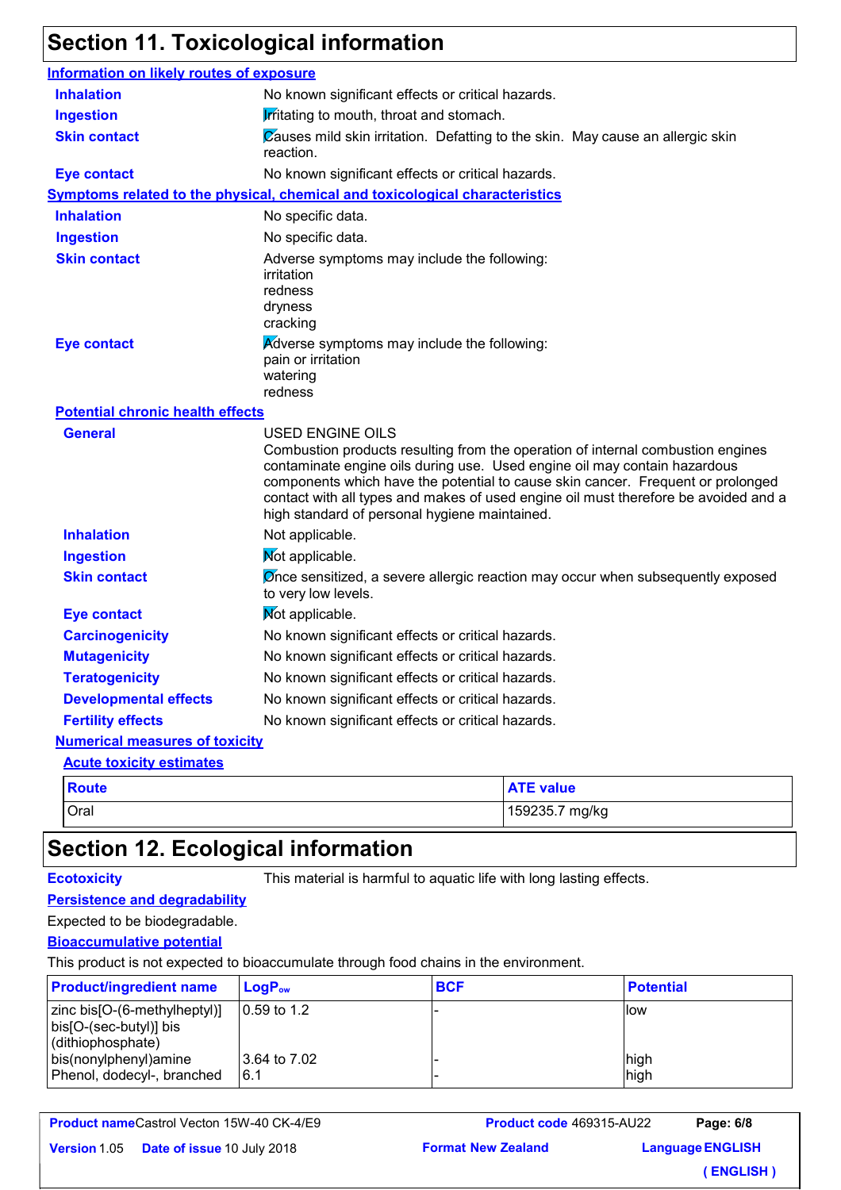## Section 11. Toxicological information

### Information on likely routes of exposure

| | |
|---|---|
| **Inhalation** | No known significant effects or critical hazards. |
| **Ingestion** | Irritating to mouth, throat and stomach. |
| **Skin contact** | Causes mild skin irritation. Defatting to the skin. May cause an allergic skin reaction. |
| **Eye contact** | No known significant effects or critical hazards. |

### Symptoms related to the physical, chemical and toxicological characteristics

| | |
|---|---|
| **Inhalation** | No specific data. |
| **Ingestion** | No specific data. |
| **Skin contact** | Adverse symptoms may include the following:<br>irritation<br>redness<br>dryness<br>cracking |
| **Eye contact** | Adverse symptoms may include the following:<br>pain or irritation<br>watering<br>redness |

### Potential chronic health effects

| | |
|---|---|
| **General** | USED ENGINE OILS<br>Combustion products resulting from the operation of internal combustion engines contaminate engine oils during use. Used engine oil may contain hazardous components which have the potential to cause skin cancer. Frequent or prolonged contact with all types and makes of used engine oil must therefore be avoided and a high standard of personal hygiene maintained. |
| **Inhalation** | Not applicable. |
| **Ingestion** | Not applicable. |
| **Skin contact** | Once sensitized, a severe allergic reaction may occur when subsequently exposed to very low levels. |
| **Eye contact** | Not applicable. |
| **Carcinogenicity** | No known significant effects or critical hazards. |
| **Mutagenicity** | No known significant effects or critical hazards. |
| **Teratogenicity** | No known significant effects or critical hazards. |
| **Developmental effects** | No known significant effects or critical hazards. |
| **Fertility effects** | No known significant effects or critical hazards. |

### Numerical measures of toxicity

#### Acute toxicity estimates

| Route | ATE value |
|---|---|
| Oral | 159235.7 mg/kg |

## Section 12. Ecological information

**Ecotoxicity** This material is harmful to aquatic life with long lasting effects.

### Persistence and degradability

Expected to be biodegradable.

### Bioaccumulative potential

This product is not expected to bioaccumulate through food chains in the environment.

| Product/ingredient name | $LogP_{ow}$ | BCF | Potential |
|---|---|---|---|
| zinc bis[O-(6-methylheptyl)] bis[O-(sec-butyl)] bis (dithiophosphate) | 0.59 to 1.2 | - | low |
| bis(nonylphenyl)amine | 3.64 to 7.02 | - | high |
| Phenol, dodecyl-, branched | 6.1 | - | high |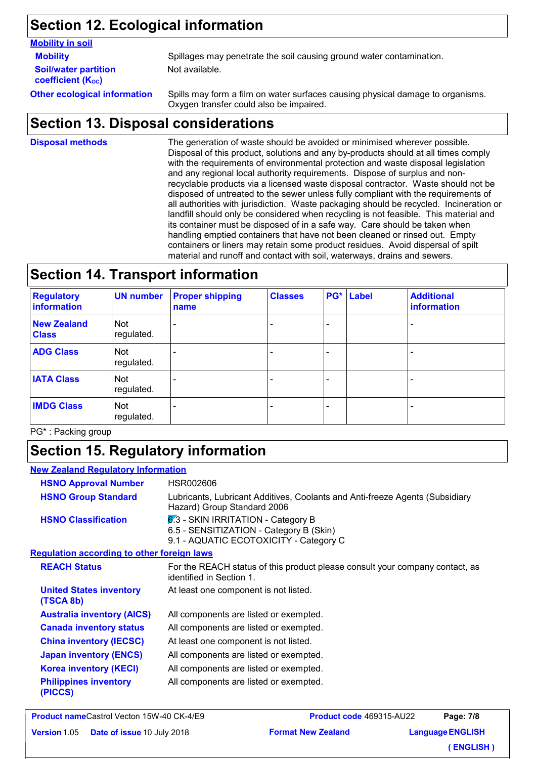## Section 12. Ecological information

**Mobility in soil**

**Mobility** Spillages may penetrate the soil causing ground water contamination.

**Soil/water partition coefficient ($K_{OC}$)** Not available.

**Other ecological information** Spills may form a film on water surfaces causing physical damage to organisms. Oxygen transfer could also be impaired.

## Section 13. Disposal considerations

**Disposal methods** The generation of waste should be avoided or minimised wherever possible. Disposal of this product, solutions and any by-products should at all times comply with the requirements of environmental protection and waste disposal legislation and any regional local authority requirements. Dispose of surplus and non-recyclable products via a licensed waste disposal contractor. Waste should not be disposed of untreated to the sewer unless fully compliant with the requirements of all authorities with jurisdiction. Waste packaging should be recycled. Incineration or landfill should only be considered when recycling is not feasible. This material and its container must be disposed of in a safe way. Care should be taken when handling emptied containers that have not been cleaned or rinsed out. Empty containers or liners may retain some product residues. Avoid dispersal of spilt material and runoff and contact with soil, waterways, drains and sewers.

## Section 14. Transport information

| Regulatory information | UN number | Proper shipping name | Classes | PG* | Label | Additional information |
|---|---|---|---|---|---|---|
| New Zealand Class | Not regulated. | - | - | - | | - |
| ADG Class | Not regulated. | - | - | - | | - |
| IATA Class | Not regulated. | - | - | - | | - |
| IMDG Class | Not regulated. | - | - | - | | - |

PG* : Packing group

## Section 15. Regulatory information

**New Zealand Regulatory Information**

**HSNO Approval Number** HSR002606

**HSNO Group Standard** Lubricants, Lubricant Additives, Coolants and Anti-freeze Agents (Subsidiary Hazard) Group Standard 2006

**HSNO Classification**
6.3 - SKIN IRRITATION - Category B
6.5 - SENSITIZATION - Category B (Skin)
9.1 - AQUATIC ECOTOXICITY - Category C

**Regulation according to other foreign laws**

**REACH Status** For the REACH status of this product please consult your company contact, as identified in Section 1.

**United States inventory (TSCA 8b)** At least one component is not listed.

**Australia inventory (AICS)** All components are listed or exempted.

**Canada inventory status** All components are listed or exempted.

**China inventory (IECSC)** At least one component is not listed.

**Japan inventory (ENCS)** All components are listed or exempted.

**Korea inventory (KECI)** All components are listed or exempted.

**Philippines inventory (PICCS)** All components are listed or exempted.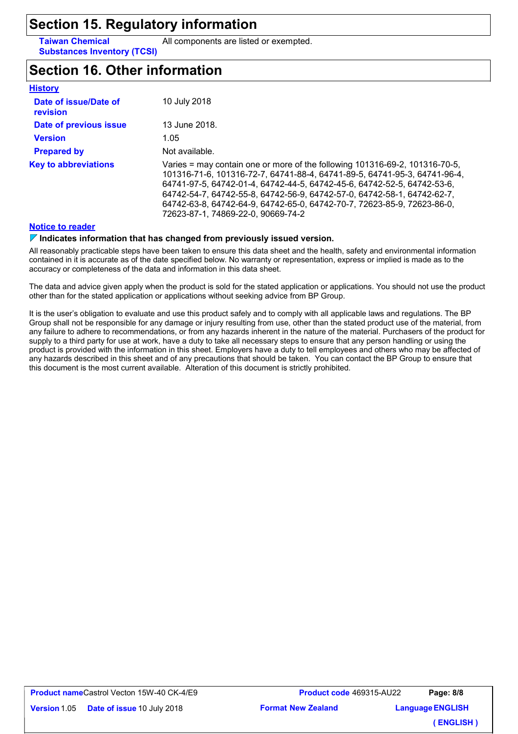## Section 15. Regulatory information

| | |
|---|---|
| **Taiwan Chemical Substances Inventory (TCSI)** | All components are listed or exempted. |

## Section 16. Other information

**History**

| | |
|---|---|
| **Date of issue/Date of revision** | 10 July 2018 |
| **Date of previous issue** | 13 June 2018. |
| **Version** | 1.05 |
| **Prepared by** | Not available. |
| **Key to abbreviations** | Varies = may contain one or more of the following 101316-69-2, 101316-70-5, 101316-71-6, 101316-72-7, 64741-88-4, 64741-89-5, 64741-95-3, 64741-96-4, 64741-97-5, 64742-01-4, 64742-44-5, 64742-45-6, 64742-52-5, 64742-53-6, 64742-54-7, 64742-55-8, 64742-56-9, 64742-57-0, 64742-58-1, 64742-62-7, 64742-63-8, 64742-64-9, 64742-65-0, 64742-70-7, 72623-85-9, 72623-86-0, 72623-87-1, 74869-22-0, 90669-74-2 |

**Notice to reader**

**Indicates information that has changed from previously issued version.**

All reasonably practicable steps have been taken to ensure this data sheet and the health, safety and environmental information contained in it is accurate as of the date specified below. No warranty or representation, express or implied is made as to the accuracy or completeness of the data and information in this data sheet.

The data and advice given apply when the product is sold for the stated application or applications. You should not use the product other than for the stated application or applications without seeking advice from BP Group.

It is the user's obligation to evaluate and use this product safely and to comply with all applicable laws and regulations. The BP Group shall not be responsible for any damage or injury resulting from use, other than the stated product use of the material, from any failure to adhere to recommendations, or from any hazards inherent in the nature of the material. Purchasers of the product for supply to a third party for use at work, have a duty to take all necessary steps to ensure that any person handling or using the product is provided with the information in this sheet. Employers have a duty to tell employees and others who may be affected of any hazards described in this sheet and of any precautions that should be taken. You can contact the BP Group to ensure that this document is the most current available. Alteration of this document is strictly prohibited.